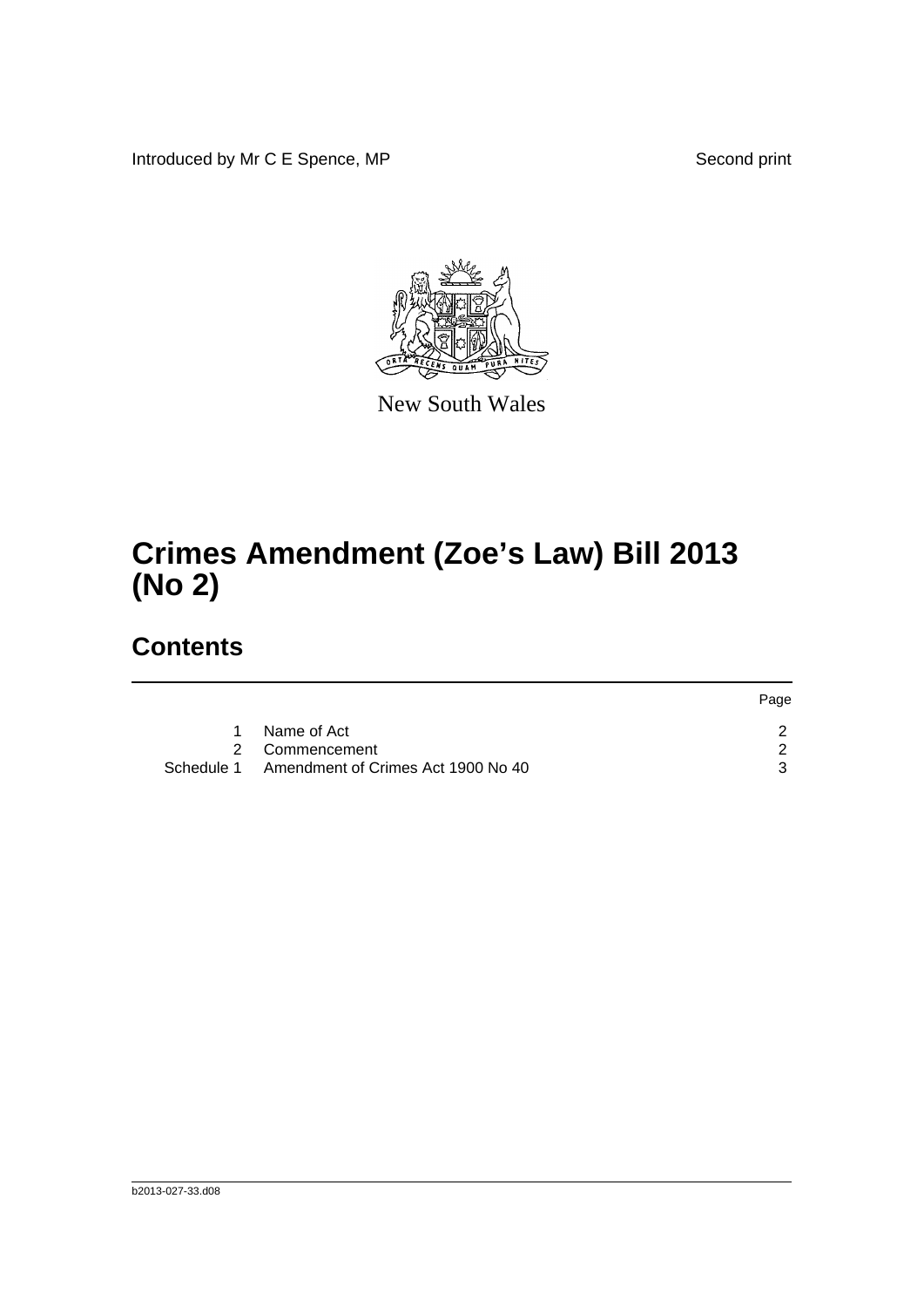Introduced by Mr C E Spence, MP

Second print

New South Wales

# Crimes Amendment (Zoe's Law) Bill 2013 (No 2)

## Contents

| | | Page |
|---|---|---|
| 1 | Name of Act | 2 |
| 2 | Commencement | 2 |
| Schedule 1 | Amendment of Crimes Act 1900 No 40 | 3 |

b2013-027-33.d08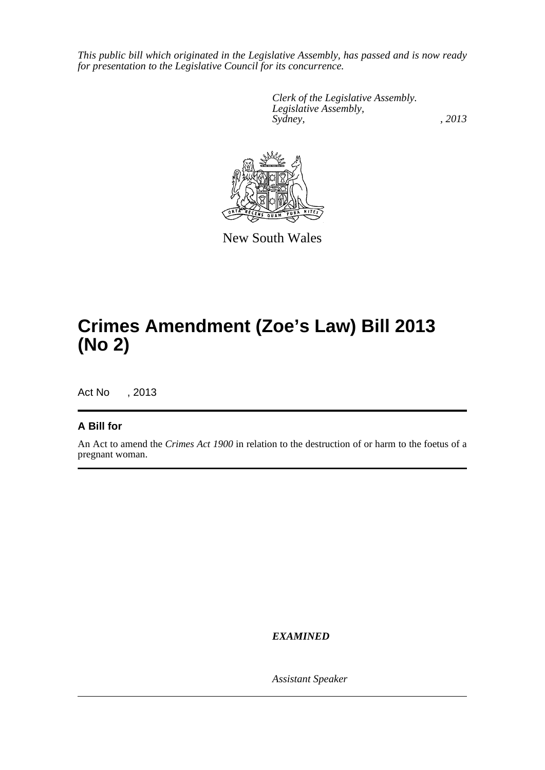*This public bill which originated in the Legislative Assembly, has passed and is now ready for presentation to the Legislative Council for its concurrence.*

*Clerk of the Legislative Assembly.*
*Legislative Assembly,*
*Sydney, , 2013*

New South Wales

# Crimes Amendment (Zoe's Law) Bill 2013 (No 2)

Act No , 2013

## A Bill for

An Act to amend the *Crimes Act 1900* in relation to the destruction of or harm to the foetus of a pregnant woman.

***EXAMINED***

*Assistant Speaker*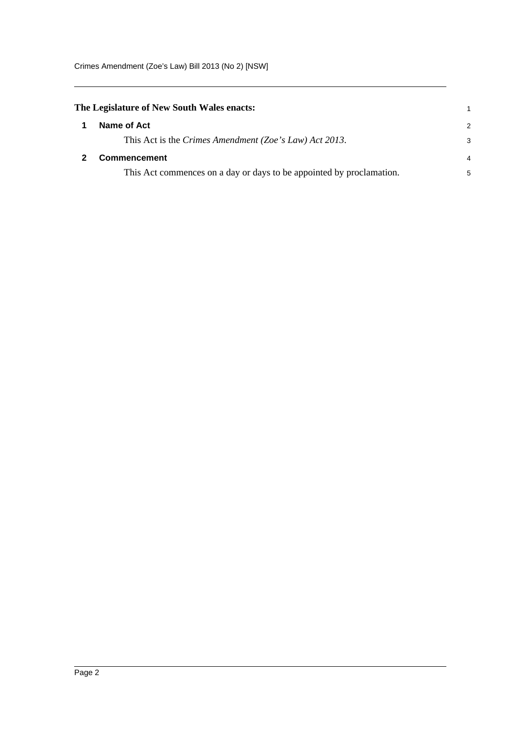**The Legislature of New South Wales enacts:**

## 1 Name of Act

This Act is the *Crimes Amendment (Zoe's Law) Act 2013*.

## 2 Commencement

This Act commences on a day or days to be appointed by proclamation.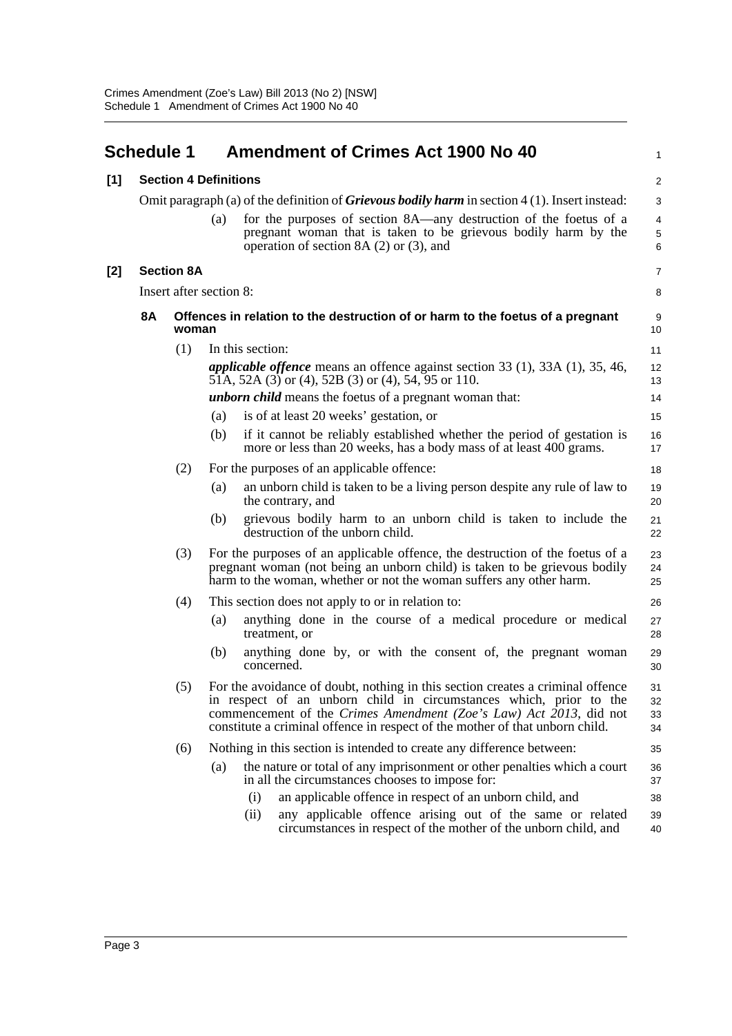## Schedule 1 Amendment of Crimes Act 1900 No 40

### [1] Section 4 Definitions

Omit paragraph (a) of the definition of ***Grievous bodily harm*** in section 4 (1). Insert instead:

(a) for the purposes of section 8A—any destruction of the foetus of a pregnant woman that is taken to be grievous bodily harm by the operation of section 8A (2) or (3), and

### [2] Section 8A

Insert after section 8:

#### 8A Offences in relation to the destruction of or harm to the foetus of a pregnant woman

(1) In this section:

***applicable offence*** means an offence against section 33 (1), 33A (1), 35, 46, 51A, 52A (3) or (4), 52B (3) or (4), 54, 95 or 110.

***unborn child*** means the foetus of a pregnant woman that:

(a) is of at least 20 weeks' gestation, or

(b) if it cannot be reliably established whether the period of gestation is more or less than 20 weeks, has a body mass of at least 400 grams.

(2) For the purposes of an applicable offence:

(a) an unborn child is taken to be a living person despite any rule of law to the contrary, and

(b) grievous bodily harm to an unborn child is taken to include the destruction of the unborn child.

(3) For the purposes of an applicable offence, the destruction of the foetus of a pregnant woman (not being an unborn child) is taken to be grievous bodily harm to the woman, whether or not the woman suffers any other harm.

(4) This section does not apply to or in relation to:

(a) anything done in the course of a medical procedure or medical treatment, or

(b) anything done by, or with the consent of, the pregnant woman concerned.

(5) For the avoidance of doubt, nothing in this section creates a criminal offence in respect of an unborn child in circumstances which, prior to the commencement of the *Crimes Amendment (Zoe's Law) Act 2013*, did not constitute a criminal offence in respect of the mother of that unborn child.

(6) Nothing in this section is intended to create any difference between:

(a) the nature or total of any imprisonment or other penalties which a court in all the circumstances chooses to impose for:

(i) an applicable offence in respect of an unborn child, and

(ii) any applicable offence arising out of the same or related circumstances in respect of the mother of the unborn child, and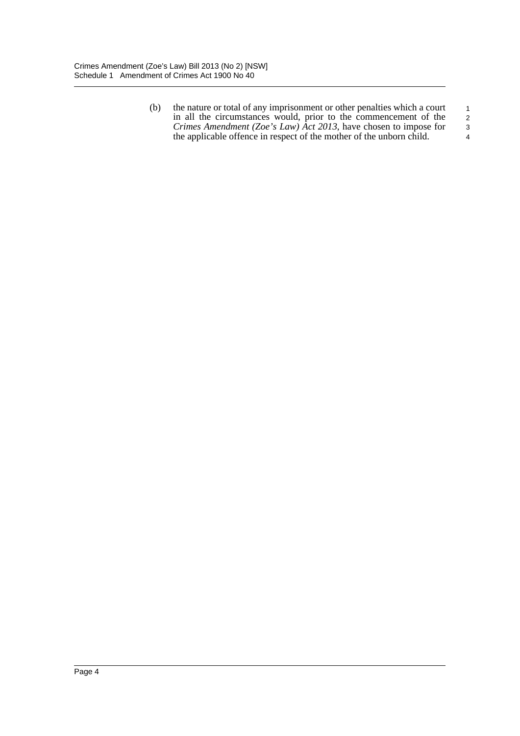(b) the nature or total of any imprisonment or other penalties which a court in all the circumstances would, prior to the commencement of the *Crimes Amendment (Zoe's Law) Act 2013*, have chosen to impose for the applicable offence in respect of the mother of the unborn child.